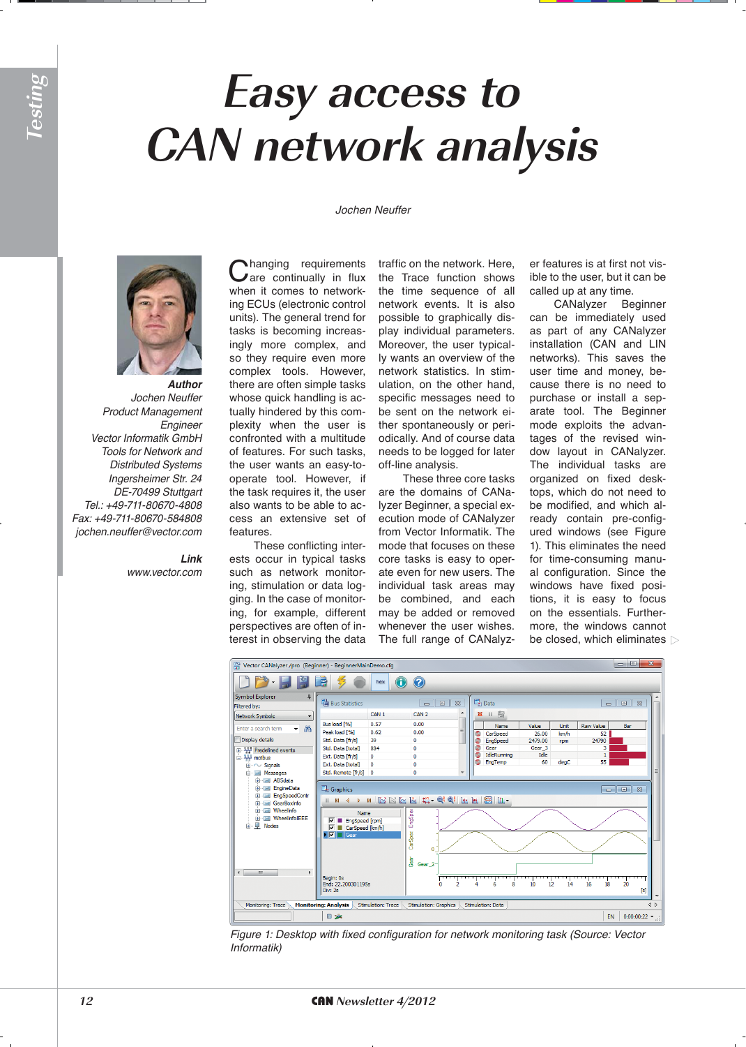# Easy access to CAN network analysis

*Jochen Neuffer*

***Author***
*Jochen Neuffer*
*Product Management Engineer*
*Vector Informatik GmbH*
*Tools for Network and Distributed Systems*
*Ingersheimer Str. 24*
*DE-70499 Stuttgart*
*Tel.: +49-711-80670-4808*
*Fax: +49-711-80670-584808*
*jochen.neuffer@vector.com*

***Link***
*www.vector.com*

Changing requirements are continually in flux when it comes to networking ECUs (electronic control units). The general trend for tasks is becoming increasingly more complex, and so they require even more complex tools. However, there are often simple tasks whose quick handling is actually hindered by this complexity when the user is confronted with a multitude of features. For such tasks, the user wants an easy-to-operate tool. However, if the task requires it, the user also wants to be able to access an extensive set of features.

These conflicting interests occur in typical tasks such as network monitoring, stimulation or data logging. In the case of monitoring, for example, different perspectives are often of interest in observing the data traffic on the network. Here, the Trace function shows the time sequence of all network events. It is also possible to graphically display individual parameters. Moreover, the user typically wants an overview of the network statistics. In stimulation, on the other hand, specific messages need to be sent on the network either spontaneously or periodically. And of course data needs to be logged for later off-line analysis.

These three core tasks are the domains of CANalyzer Beginner, a special execution mode of CANalyzer from Vector Informatik. The mode that focuses on these core tasks is easy to operate even for new users. The individual task areas may be combined, and each may be added or removed whenever the user wishes. The full range of CANalyzer features is at first not visible to the user, but it can be called up at any time.

CANalyzer Beginner can be immediately used as part of any CANalyzer installation (CAN and LIN networks). This saves the user time and money, because there is no need to purchase or install a separate tool. The Beginner mode exploits the advantages of the revised window layout in CANalyzer. The individual tasks are organized on fixed desktops, which do not need to be modified, and which already contain pre-configured windows (see Figure 1). This eliminates the need for time-consuming manual configuration. Since the windows have fixed positions, it is easy to focus on the essentials. Furthermore, the windows cannot be closed, which eliminates ▷

*Figure 1: Desktop with fixed configuration for network monitoring task (Source: Vector Informatik)*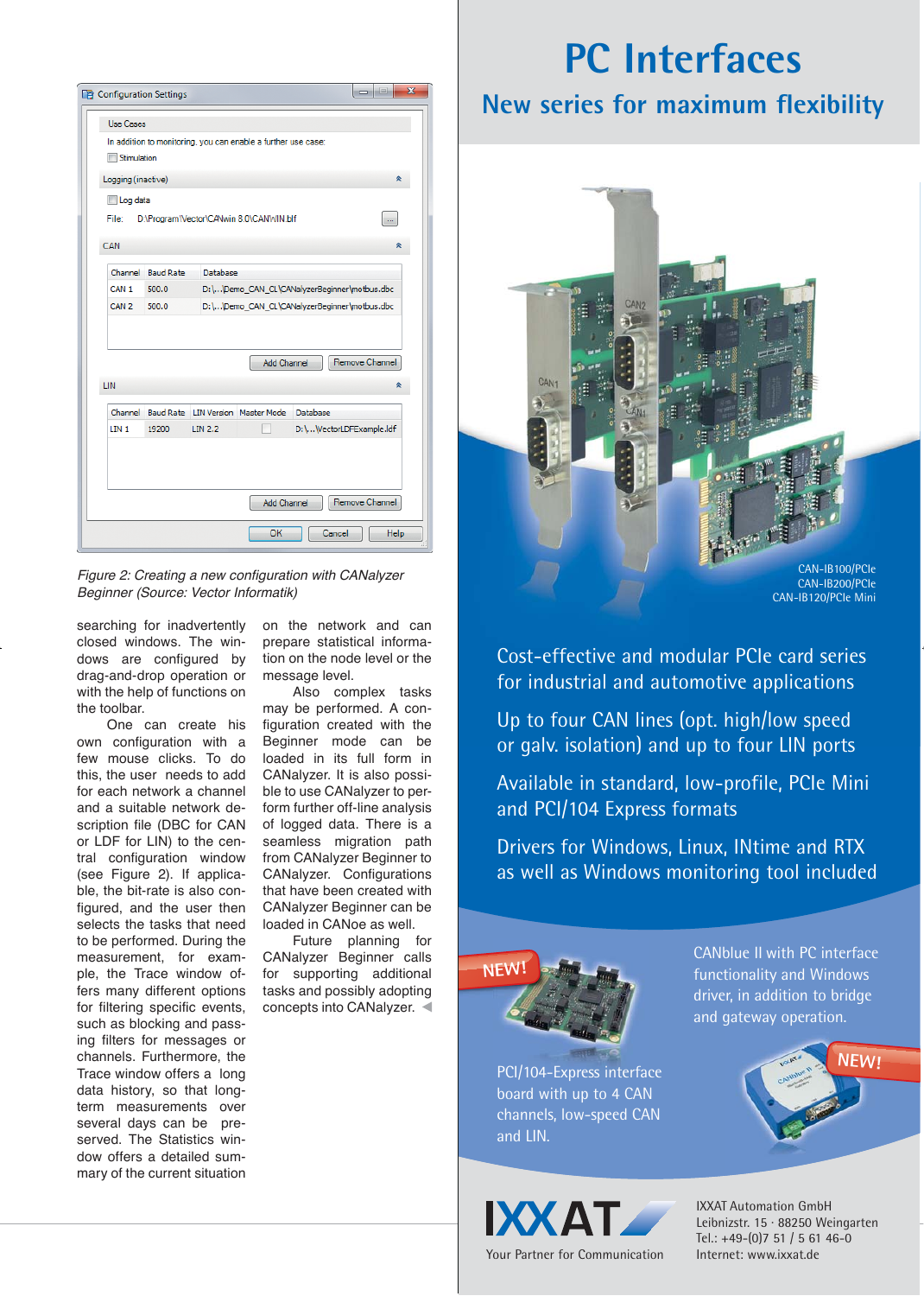Figure 2: Creating a new configuration with CANalyzer Beginner (Source: Vector Informatik)

searching for inadvertently closed windows. The windows are configured by drag-and-drop operation or with the help of functions on the toolbar.

One can create his own configuration with a few mouse clicks. To do this, the user needs to add for each network a channel and a suitable network description file (DBC for CAN or LDF for LIN) to the central configuration window (see Figure 2). If applicable, the bit-rate is also configured, and the user then selects the tasks that need to be performed. During the measurement, for example, the Trace window offers many different options for filtering specific events, such as blocking and passing filters for messages or channels. Furthermore, the Trace window offers a long data history, so that long-term measurements over several days can be preserved. The Statistics window offers a detailed summary of the current situation on the network and can prepare statistical information on the node level or the message level.

Also complex tasks may be performed. A configuration created with the Beginner mode can be loaded in its full form in CANalyzer. It is also possible to use CANalyzer to perform further off-line analysis of logged data. There is a seamless migration path from CANalyzer Beginner to CANalyzer. Configurations that have been created with CANalyzer Beginner can be loaded in CANoe as well.

Future planning for CANalyzer Beginner calls for supporting additional tasks and possibly adopting concepts into CANalyzer.

# PC Interfaces

## New series for maximum flexibility

CAN-IB100/PCIe
CAN-IB200/PCIe
CAN-IB120/PCIe Mini

Cost-effective and modular PCIe card series for industrial and automotive applications

Up to four CAN lines (opt. high/low speed or galv. isolation) and up to four LIN ports

Available in standard, low-profile, PCIe Mini and PCI/104 Express formats

Drivers for Windows, Linux, INtime and RTX as well as Windows monitoring tool included

NEW!

PCI/104-Express interface board with up to 4 CAN channels, low-speed CAN and LIN.

CANblue II with PC interface functionality and Windows driver, in addition to bridge and gateway operation.

NEW!

IXXAT
Your Partner for Communication

IXXAT Automation GmbH
Leibnizstr. 15 · 88250 Weingarten
Tel.: +49-(0)7 51 / 5 61 46-0
Internet: www.ixxat.de